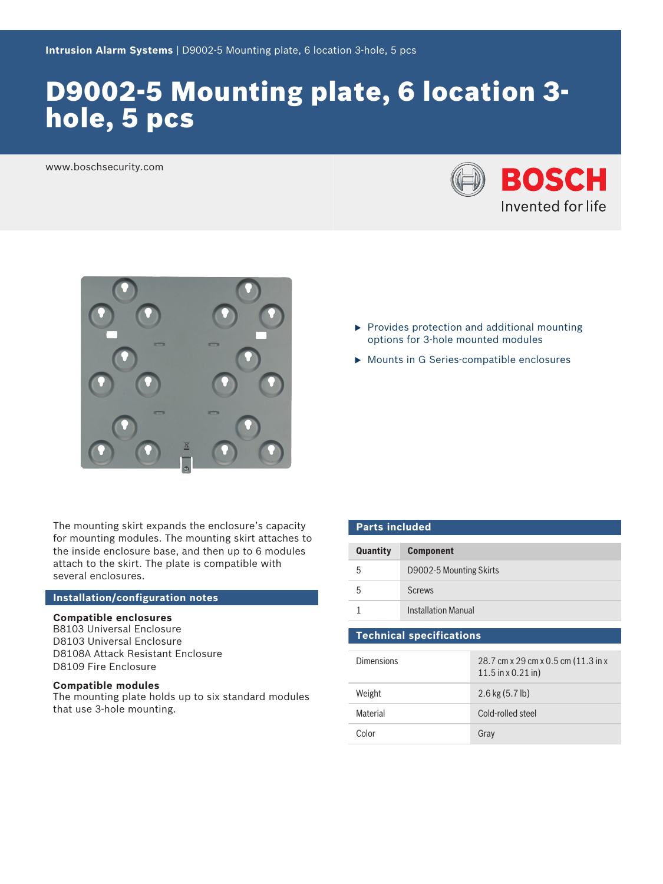Intrusion Alarm Systems | D9002-5 Mounting plate, 6 location 3-hole, 5 pcs

# D9002-5 Mounting plate, 6 location 3-hole, 5 pcs

www.boschsecurity.com

- Provides protection and additional mounting options for 3-hole mounted modules
- Mounts in G Series-compatible enclosures

The mounting skirt expands the enclosure's capacity for mounting modules. The mounting skirt attaches to the inside enclosure base, and then up to 6 modules attach to the skirt. The plate is compatible with several enclosures.

## Installation/configuration notes

**Compatible enclosures**
B8103 Universal Enclosure
D8103 Universal Enclosure
D8108A Attack Resistant Enclosure
D8109 Fire Enclosure

**Compatible modules**
The mounting plate holds up to six standard modules that use 3-hole mounting.

## Parts included

| Quantity | Component |
| --- | --- |
| 5 | D9002-5 Mounting Skirts |
| 5 | Screws |
| 1 | Installation Manual |

## Technical specifications

| | |
| --- | --- |
| Dimensions | 28.7 cm x 29 cm x 0.5 cm (11.3 in x 11.5 in x 0.21 in) |
| Weight | 2.6 kg (5.7 lb) |
| Material | Cold-rolled steel |
| Color | Gray |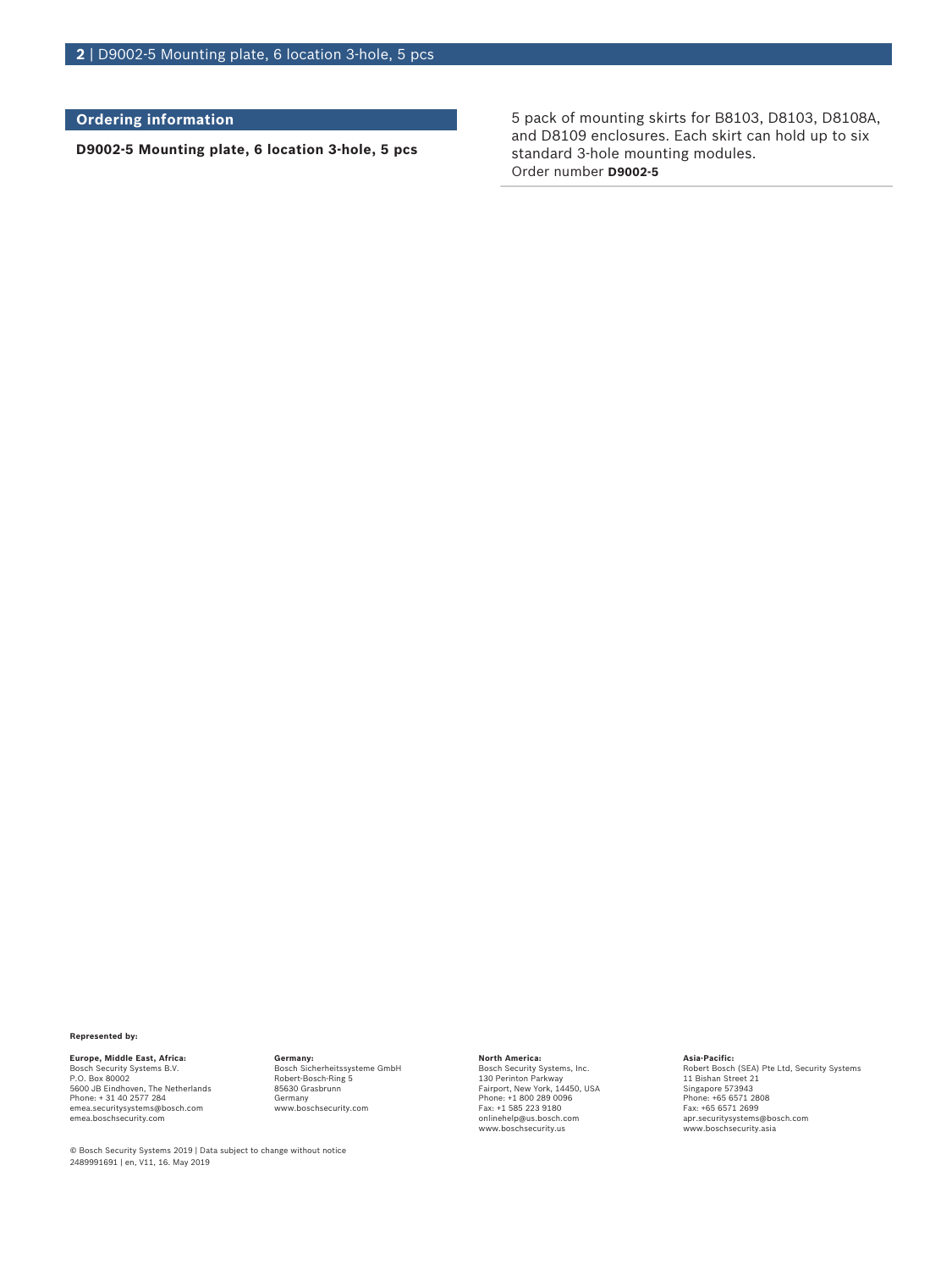## Ordering information

**D9002-5 Mounting plate, 6 location 3-hole, 5 pcs**

5 pack of mounting skirts for B8103, D8103, D8108A, and D8109 enclosures. Each skirt can hold up to six standard 3-hole mounting modules.
Order number **D9002-5**

**Represented by:**

**Europe, Middle East, Africa:**
Bosch Security Systems B.V.
P.O. Box 80002
5600 JB Eindhoven, The Netherlands
Phone: + 31 40 2577 284
emea.securitysystems@bosch.com
emea.boschsecurity.com

**Germany:**
Bosch Sicherheitssysteme GmbH
Robert-Bosch-Ring 5
85630 Grasbrunn
Germany
www.boschsecurity.com

**North America:**
Bosch Security Systems, Inc.
130 Perinton Parkway
Fairport, New York, 14450, USA
Phone: +1 800 289 0096
Fax: +1 585 223 9180
onlinehelp@us.bosch.com
www.boschsecurity.us

**Asia-Pacific:**
Robert Bosch (SEA) Pte Ltd, Security Systems
11 Bishan Street 21
Singapore 573943
Phone: +65 6571 2808
Fax: +65 6571 2699
apr.securitysystems@bosch.com
www.boschsecurity.asia

© Bosch Security Systems 2019 | Data subject to change without notice
2489991691 | en, V11, 16. May 2019